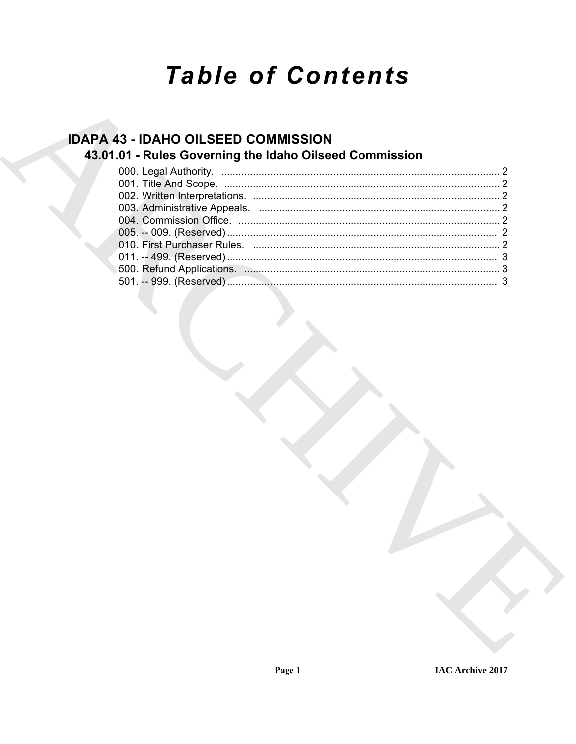# Table of Contents

## IDAPA 43 - IDAHO OILSEED COMMISSION

### 43.01.01 - Rules Governing the Idaho Oilseed Commission

000. Legal Authority. ........................................................................................ 2
001. Title And Scope. ........................................................................................ 2
002. Written Interpretations. ............................................................................. 2
003. Administrative Appeals. ........................................................................... 2
004. Commission Office. .................................................................................. 2
005. -- 009. (Reserved) ...................................................................................... 2
010. First Purchaser Rules. .............................................................................. 2
011. -- 499. (Reserved) ...................................................................................... 3
500. Refund Applications. ................................................................................ 3
501. -- 999. (Reserved) ...................................................................................... 3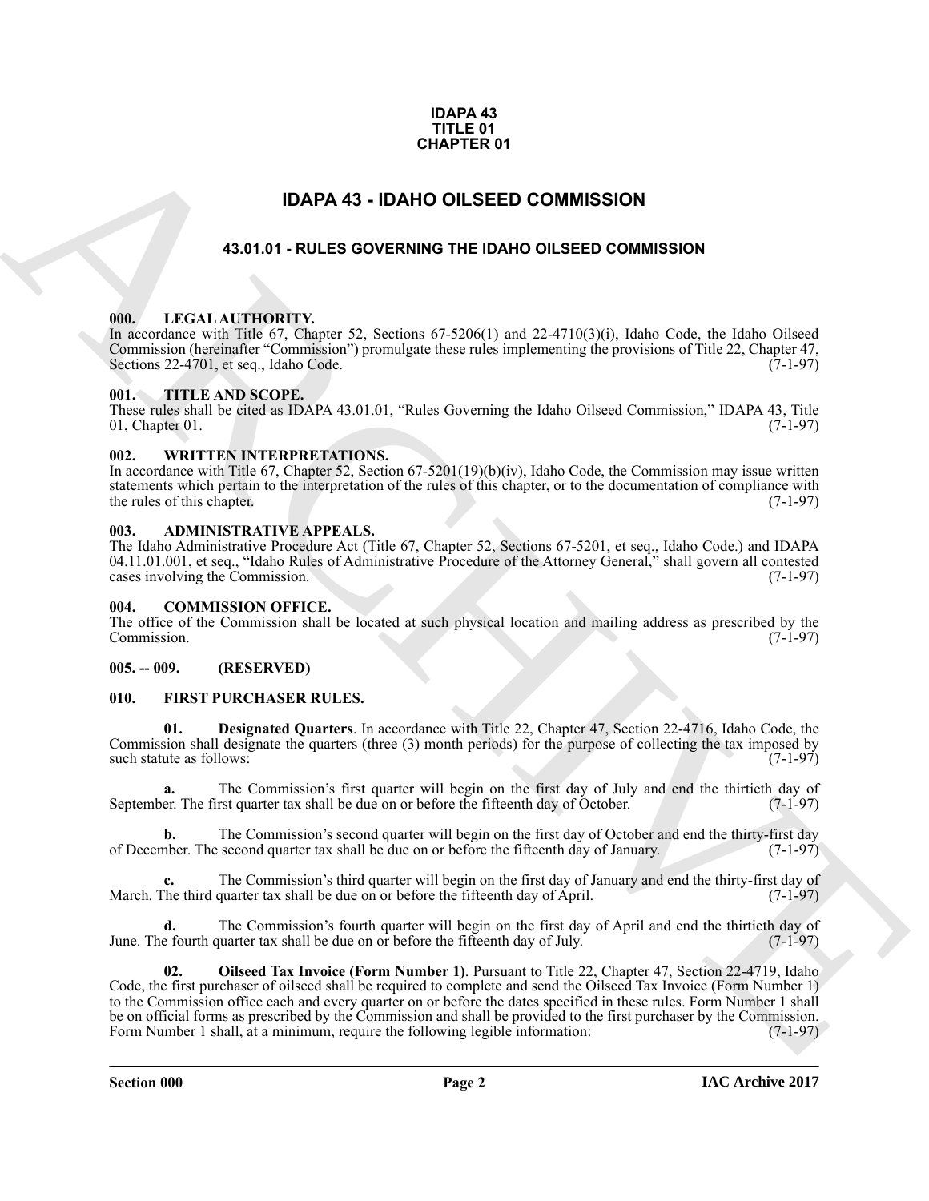**IDAPA 43**
**TITLE 01**
**CHAPTER 01**

# IDAPA 43 - IDAHO OILSEED COMMISSION

## 43.01.01 - RULES GOVERNING THE IDAHO OILSEED COMMISSION

### 000. LEGAL AUTHORITY.

In accordance with Title 67, Chapter 52, Sections 67-5206(1) and 22-4710(3)(i), Idaho Code, the Idaho Oilseed Commission (hereinafter "Commission") promulgate these rules implementing the provisions of Title 22, Chapter 47, Sections 22-4701, et seq., Idaho Code. (7-1-97)

### 001. TITLE AND SCOPE.

These rules shall be cited as IDAPA 43.01.01, "Rules Governing the Idaho Oilseed Commission," IDAPA 43, Title 01, Chapter 01. (7-1-97)

### 002. WRITTEN INTERPRETATIONS.

In accordance with Title 67, Chapter 52, Section 67-5201(19)(b)(iv), Idaho Code, the Commission may issue written statements which pertain to the interpretation of the rules of this chapter, or to the documentation of compliance with the rules of this chapter. (7-1-97)

### 003. ADMINISTRATIVE APPEALS.

The Idaho Administrative Procedure Act (Title 67, Chapter 52, Sections 67-5201, et seq., Idaho Code.) and IDAPA 04.11.01.001, et seq., "Idaho Rules of Administrative Procedure of the Attorney General," shall govern all contested cases involving the Commission. (7-1-97)

### 004. COMMISSION OFFICE.

The office of the Commission shall be located at such physical location and mailing address as prescribed by the Commission. (7-1-97)

### 005. -- 009. (RESERVED)

### 010. FIRST PURCHASER RULES.

**01. Designated Quarters**. In accordance with Title 22, Chapter 47, Section 22-4716, Idaho Code, the Commission shall designate the quarters (three (3) month periods) for the purpose of collecting the tax imposed by such statute as follows: (7-1-97)

**a.** The Commission's first quarter will begin on the first day of July and end the thirtieth day of September. The first quarter tax shall be due on or before the fifteenth day of October. (7-1-97)

**b.** The Commission's second quarter will begin on the first day of October and end the thirty-first day of December. The second quarter tax shall be due on or before the fifteenth day of January. (7-1-97)

**c.** The Commission's third quarter will begin on the first day of January and end the thirty-first day of March. The third quarter tax shall be due on or before the fifteenth day of April. (7-1-97)

**d.** The Commission's fourth quarter will begin on the first day of April and end the thirtieth day of June. The fourth quarter tax shall be due on or before the fifteenth day of July. (7-1-97)

**02. Oilseed Tax Invoice (Form Number 1)**. Pursuant to Title 22, Chapter 47, Section 22-4719, Idaho Code, the first purchaser of oilseed shall be required to complete and send the Oilseed Tax Invoice (Form Number 1) to the Commission office each and every quarter on or before the dates specified in these rules. Form Number 1 shall be on official forms as prescribed by the Commission and shall be provided to the first purchaser by the Commission. Form Number 1 shall, at a minimum, require the following legible information: (7-1-97)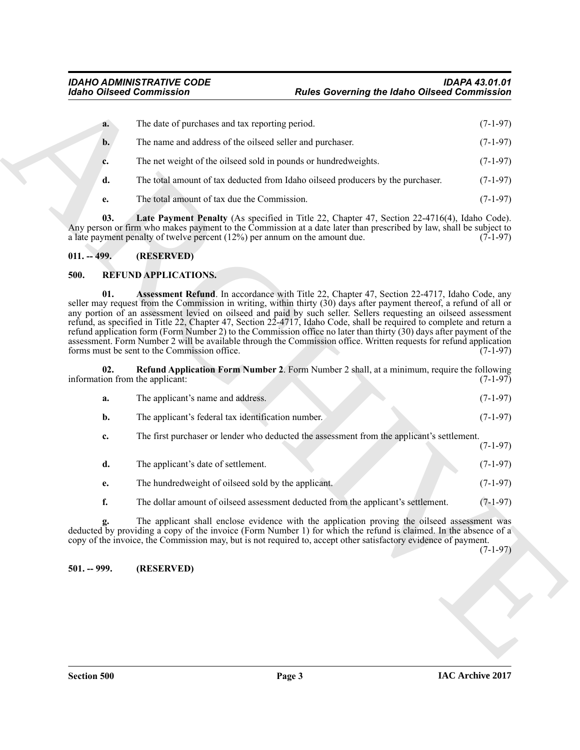a. The date of purchases and tax reporting period. (7-1-97)

b. The name and address of the oilseed seller and purchaser. (7-1-97)

c. The net weight of the oilseed sold in pounds or hundredweights. (7-1-97)

d. The total amount of tax deducted from Idaho oilseed producers by the purchaser. (7-1-97)

e. The total amount of tax due the Commission. (7-1-97)

**03. Late Payment Penalty** (As specified in Title 22, Chapter 47, Section 22-4716(4), Idaho Code). Any person or firm who makes payment to the Commission at a date later than prescribed by law, shall be subject to a late payment penalty of twelve percent (12%) per annum on the amount due. (7-1-97)

## 011. -- 499. (RESERVED)

## 500. REFUND APPLICATIONS.

**01. Assessment Refund**. In accordance with Title 22, Chapter 47, Section 22-4717, Idaho Code, any seller may request from the Commission in writing, within thirty (30) days after payment thereof, a refund of all or any portion of an assessment levied on oilseed and paid by such seller. Sellers requesting an oilseed assessment refund, as specified in Title 22, Chapter 47, Section 22-4717, Idaho Code, shall be required to complete and return a refund application form (Form Number 2) to the Commission office no later than thirty (30) days after payment of the assessment. Form Number 2 will be available through the Commission office. Written requests for refund application forms must be sent to the Commission office. (7-1-97)

**02. Refund Application Form Number 2**. Form Number 2 shall, at a minimum, require the following information from the applicant: (7-1-97)

a. The applicant's name and address. (7-1-97)

b. The applicant's federal tax identification number. (7-1-97)

c. The first purchaser or lender who deducted the assessment from the applicant's settlement. (7-1-97)

d. The applicant's date of settlement. (7-1-97)

e. The hundredweight of oilseed sold by the applicant. (7-1-97)

f. The dollar amount of oilseed assessment deducted from the applicant's settlement. (7-1-97)

g. The applicant shall enclose evidence with the application proving the oilseed assessment was deducted by providing a copy of the invoice (Form Number 1) for which the refund is claimed. In the absence of a copy of the invoice, the Commission may, but is not required to, accept other satisfactory evidence of payment. (7-1-97)

## 501. -- 999. (RESERVED)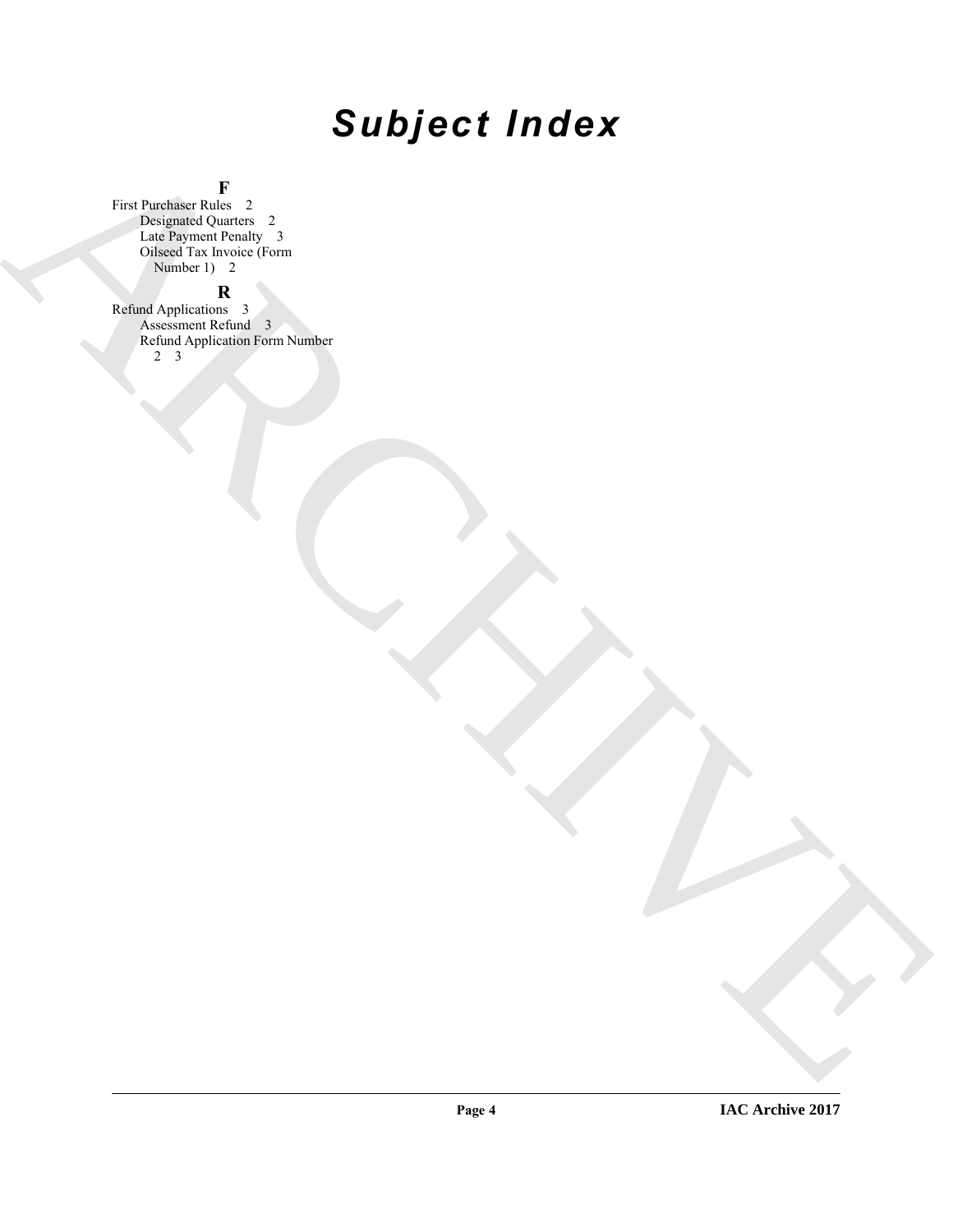# Subject Index

**F**

First Purchaser Rules 2
- Designated Quarters 2
- Late Payment Penalty 3
- Oilseed Tax Invoice (Form Number 1) 2

**R**

Refund Applications 3
- Assessment Refund 3
- Refund Application Form Number 2 3